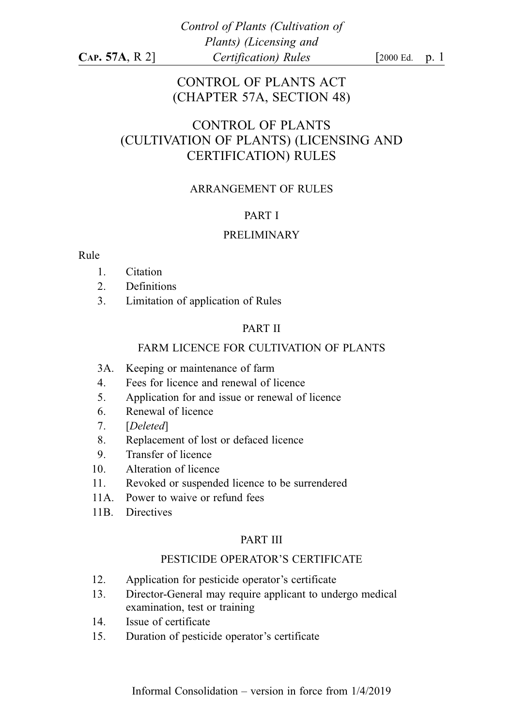# CONTROL OF PLANTS ACT
## (CHAPTER 57A, SECTION 48)

# CONTROL OF PLANTS (CULTIVATION OF PLANTS) (LICENSING AND CERTIFICATION) RULES

## ARRANGEMENT OF RULES

### PART I

### PRELIMINARY

Rule

1. Citation
2. Definitions
3. Limitation of application of Rules

### PART II

### FARM LICENCE FOR CULTIVATION OF PLANTS

- 3A. Keeping or maintenance of farm
- 4. Fees for licence and renewal of licence
- 5. Application for and issue or renewal of licence
- 6. Renewal of licence
- 7. [*Deleted*]
- 8. Replacement of lost or defaced licence
- 9. Transfer of licence
- 10. Alteration of licence
- 11. Revoked or suspended licence to be surrendered
- 11A. Power to waive or refund fees
- 11B. Directives

### PART III

### PESTICIDE OPERATOR'S CERTIFICATE

- 12. Application for pesticide operator's certificate
- 13. Director-General may require applicant to undergo medical examination, test or training
- 14. Issue of certificate
- 15. Duration of pesticide operator's certificate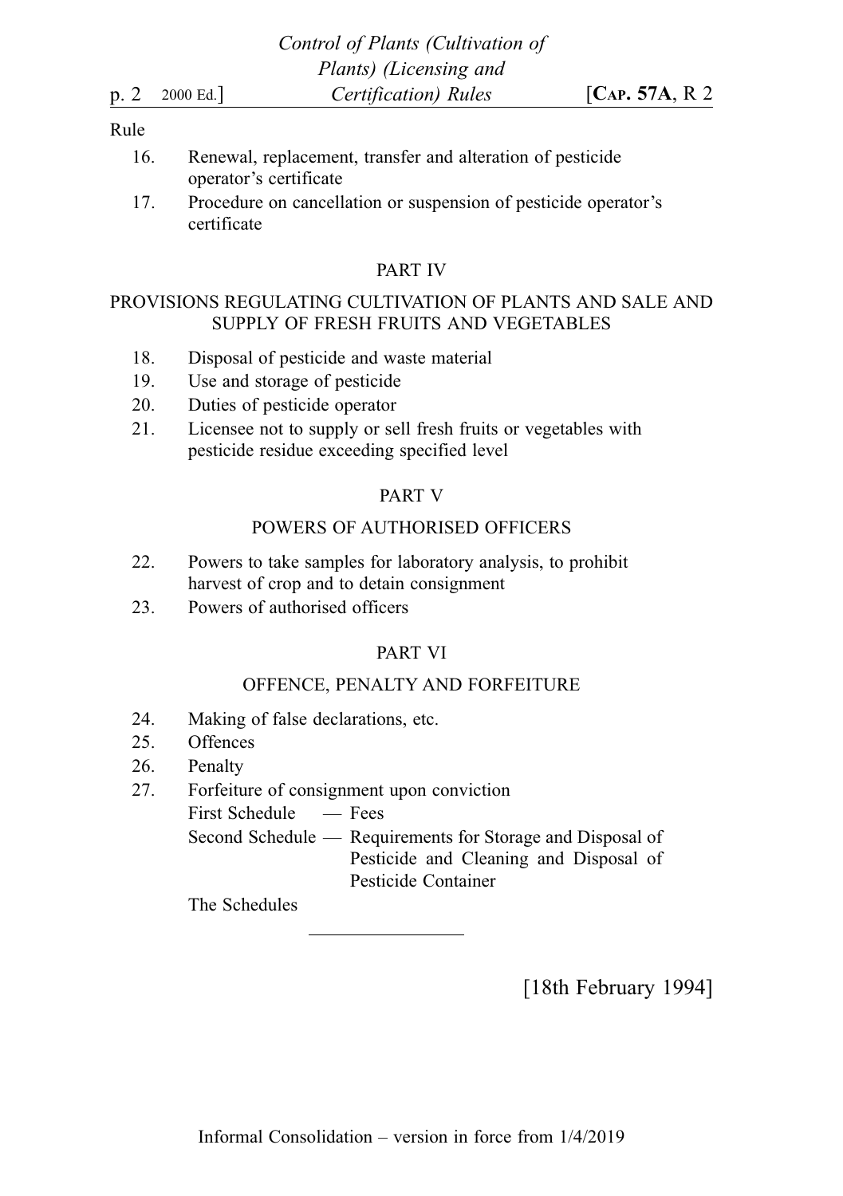Rule

16. Renewal, replacement, transfer and alteration of pesticide operator's certificate
17. Procedure on cancellation or suspension of pesticide operator's certificate

PART IV

PROVISIONS REGULATING CULTIVATION OF PLANTS AND SALE AND SUPPLY OF FRESH FRUITS AND VEGETABLES

18. Disposal of pesticide and waste material
19. Use and storage of pesticide
20. Duties of pesticide operator
21. Licensee not to supply or sell fresh fruits or vegetables with pesticide residue exceeding specified level

PART V

POWERS OF AUTHORISED OFFICERS

22. Powers to take samples for laboratory analysis, to prohibit harvest of crop and to detain consignment
23. Powers of authorised officers

PART VI

OFFENCE, PENALTY AND FORFEITURE

24. Making of false declarations, etc.
25. Offences
26. Penalty
27. Forfeiture of consignment upon conviction

First Schedule — Fees

Second Schedule — Requirements for Storage and Disposal of Pesticide and Cleaning and Disposal of Pesticide Container

The Schedules

---

[18th February 1994]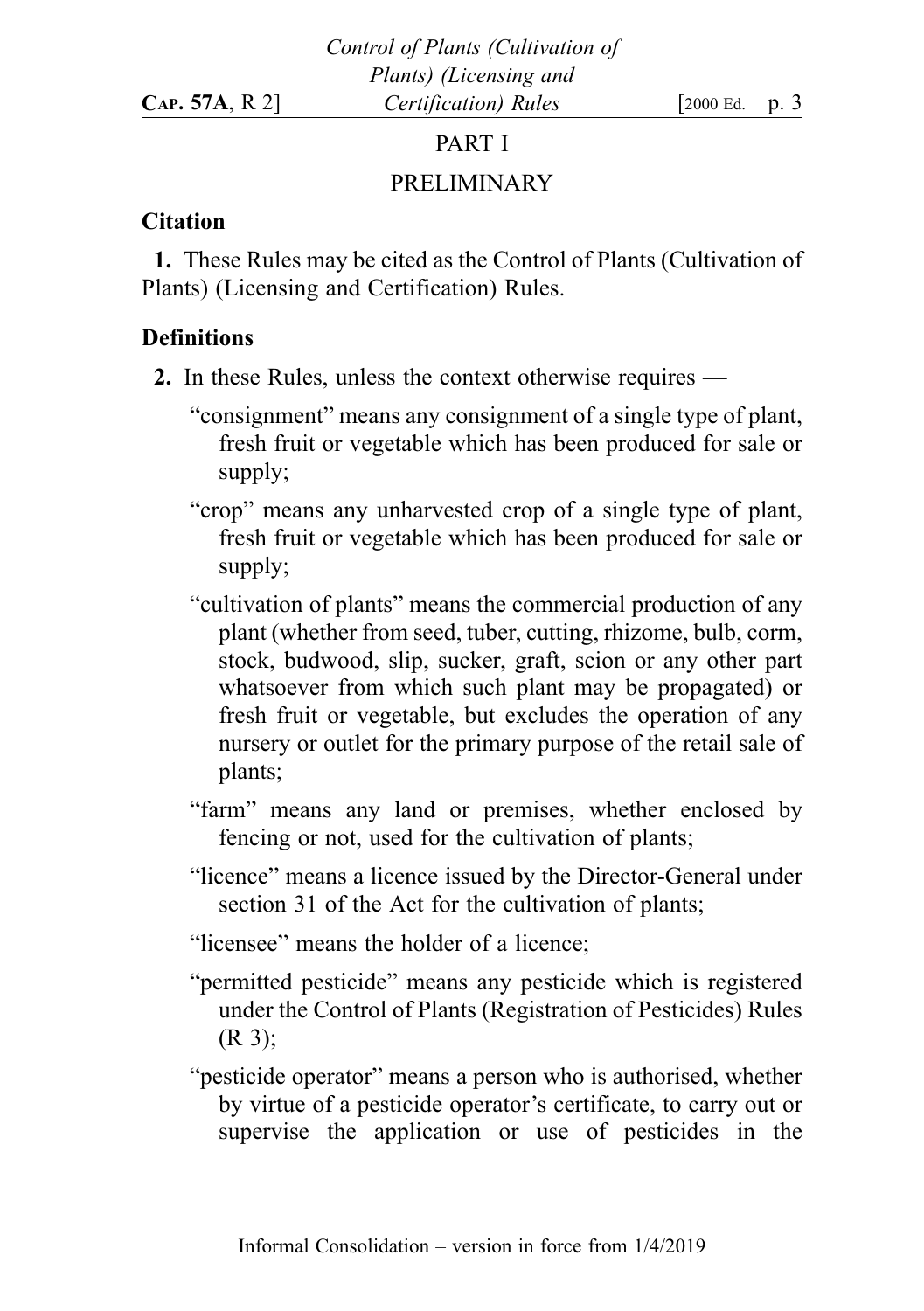## PART I

## PRELIMINARY

### Citation

**1.** These Rules may be cited as the Control of Plants (Cultivation of Plants) (Licensing and Certification) Rules.

### Definitions

**2.** In these Rules, unless the context otherwise requires —

"consignment" means any consignment of a single type of plant, fresh fruit or vegetable which has been produced for sale or supply;

"crop" means any unharvested crop of a single type of plant, fresh fruit or vegetable which has been produced for sale or supply;

"cultivation of plants" means the commercial production of any plant (whether from seed, tuber, cutting, rhizome, bulb, corm, stock, budwood, slip, sucker, graft, scion or any other part whatsoever from which such plant may be propagated) or fresh fruit or vegetable, but excludes the operation of any nursery or outlet for the primary purpose of the retail sale of plants;

"farm" means any land or premises, whether enclosed by fencing or not, used for the cultivation of plants;

"licence" means a licence issued by the Director-General under section 31 of the Act for the cultivation of plants;

"licensee" means the holder of a licence;

"permitted pesticide" means any pesticide which is registered under the Control of Plants (Registration of Pesticides) Rules (R 3);

"pesticide operator" means a person who is authorised, whether by virtue of a pesticide operator's certificate, to carry out or supervise the application or use of pesticides in the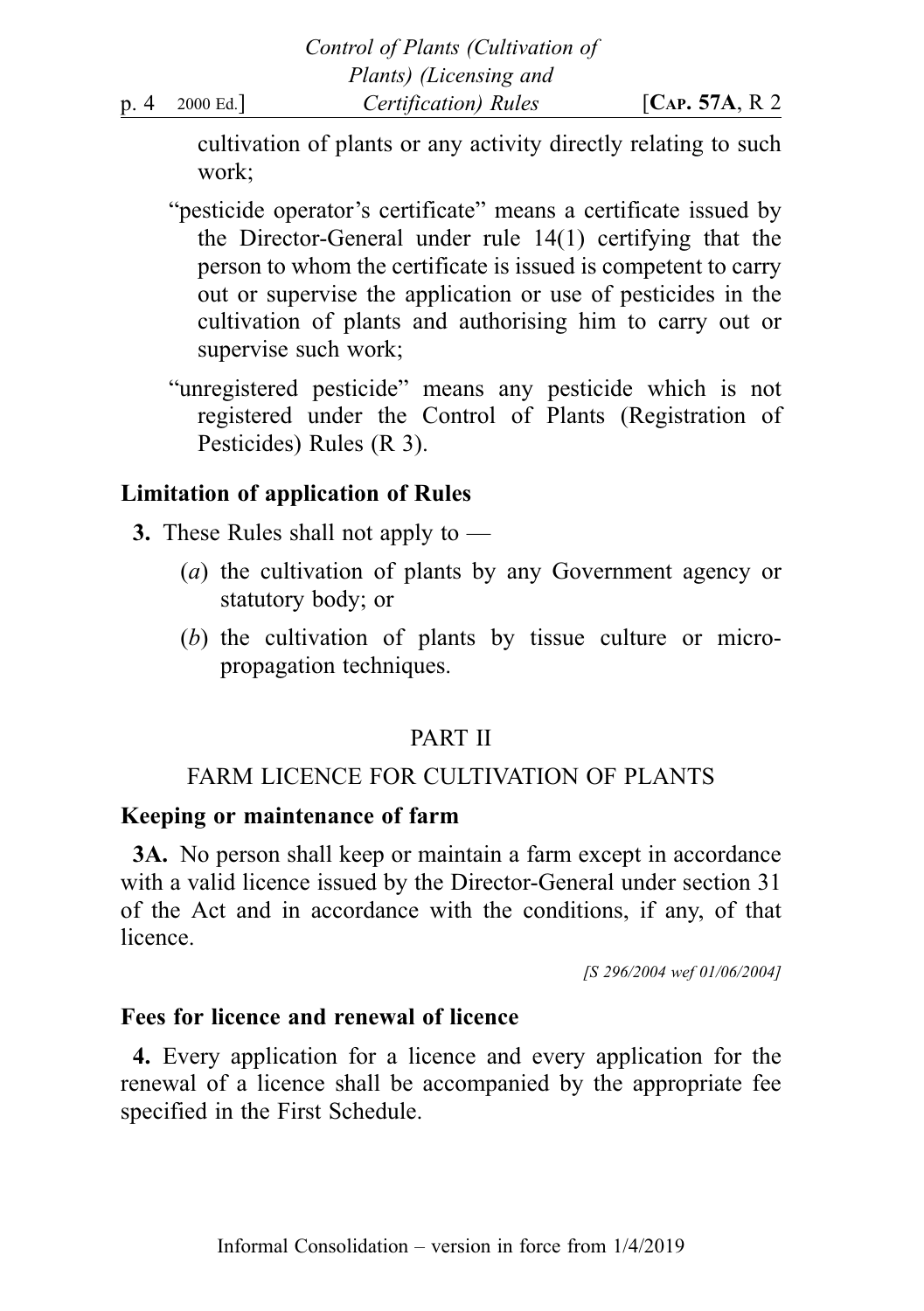cultivation of plants or any activity directly relating to such work;

"pesticide operator's certificate" means a certificate issued by the Director-General under rule 14(1) certifying that the person to whom the certificate is issued is competent to carry out or supervise the application or use of pesticides in the cultivation of plants and authorising him to carry out or supervise such work;

"unregistered pesticide" means any pesticide which is not registered under the Control of Plants (Registration of Pesticides) Rules (R 3).

**Limitation of application of Rules**

**3.** These Rules shall not apply to —

(*a*) the cultivation of plants by any Government agency or statutory body; or

(*b*) the cultivation of plants by tissue culture or micro-propagation techniques.

PART II

FARM LICENCE FOR CULTIVATION OF PLANTS

**Keeping or maintenance of farm**

**3A.** No person shall keep or maintain a farm except in accordance with a valid licence issued by the Director-General under section 31 of the Act and in accordance with the conditions, if any, of that licence.

*[S 296/2004 wef 01/06/2004]*

**Fees for licence and renewal of licence**

**4.** Every application for a licence and every application for the renewal of a licence shall be accompanied by the appropriate fee specified in the First Schedule.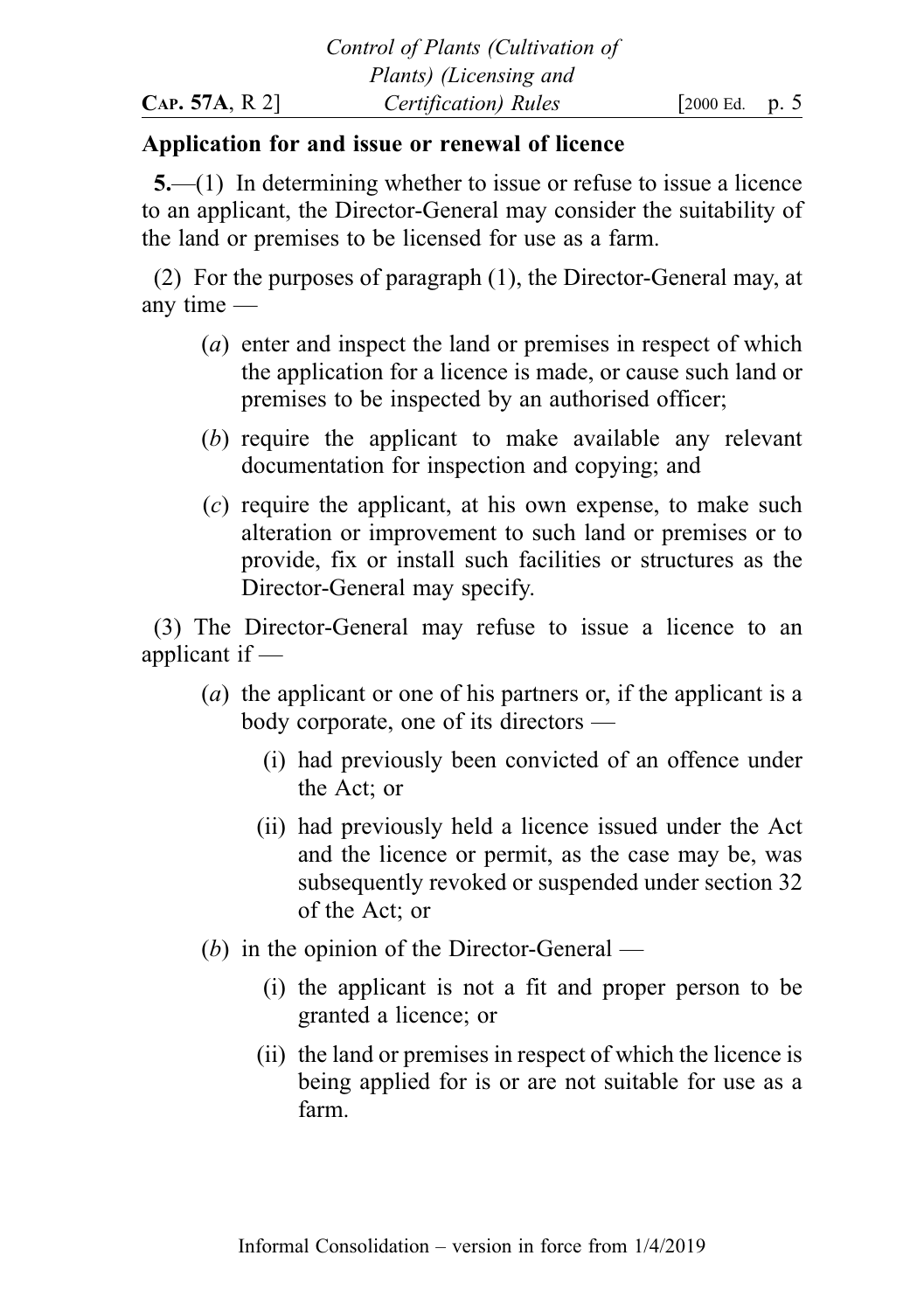**Application for and issue or renewal of licence**

**5.**—(1) In determining whether to issue or refuse to issue a licence to an applicant, the Director-General may consider the suitability of the land or premises to be licensed for use as a farm.

(2) For the purposes of paragraph (1), the Director-General may, at any time —

- (*a*) enter and inspect the land or premises in respect of which the application for a licence is made, or cause such land or premises to be inspected by an authorised officer;
- (*b*) require the applicant to make available any relevant documentation for inspection and copying; and
- (*c*) require the applicant, at his own expense, to make such alteration or improvement to such land or premises or to provide, fix or install such facilities or structures as the Director-General may specify.

(3) The Director-General may refuse to issue a licence to an applicant if —

- (*a*) the applicant or one of his partners or, if the applicant is a body corporate, one of its directors —
  - (i) had previously been convicted of an offence under the Act; or
  - (ii) had previously held a licence issued under the Act and the licence or permit, as the case may be, was subsequently revoked or suspended under section 32 of the Act; or
- (*b*) in the opinion of the Director-General —
  - (i) the applicant is not a fit and proper person to be granted a licence; or
  - (ii) the land or premises in respect of which the licence is being applied for is or are not suitable for use as a farm.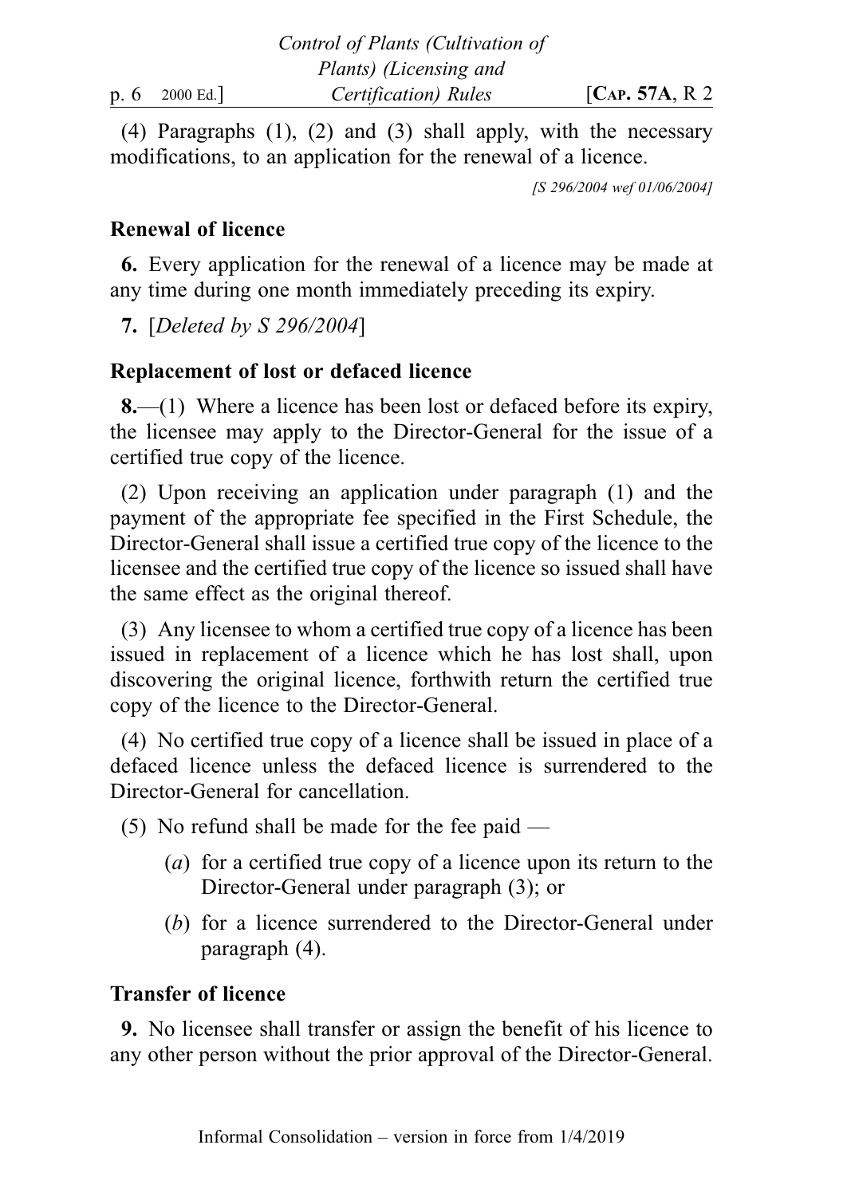(4) Paragraphs (1), (2) and (3) shall apply, with the necessary modifications, to an application for the renewal of a licence.

*[S 296/2004 wef 01/06/2004]*

**Renewal of licence**

**6.** Every application for the renewal of a licence may be made at any time during one month immediately preceding its expiry.

**7.** [*Deleted by S 296/2004*]

**Replacement of lost or defaced licence**

**8.**—(1) Where a licence has been lost or defaced before its expiry, the licensee may apply to the Director-General for the issue of a certified true copy of the licence.

(2) Upon receiving an application under paragraph (1) and the payment of the appropriate fee specified in the First Schedule, the Director-General shall issue a certified true copy of the licence to the licensee and the certified true copy of the licence so issued shall have the same effect as the original thereof.

(3) Any licensee to whom a certified true copy of a licence has been issued in replacement of a licence which he has lost shall, upon discovering the original licence, forthwith return the certified true copy of the licence to the Director-General.

(4) No certified true copy of a licence shall be issued in place of a defaced licence unless the defaced licence is surrendered to the Director-General for cancellation.

(5) No refund shall be made for the fee paid —

(*a*) for a certified true copy of a licence upon its return to the Director-General under paragraph (3); or

(*b*) for a licence surrendered to the Director-General under paragraph (4).

**Transfer of licence**

**9.** No licensee shall transfer or assign the benefit of his licence to any other person without the prior approval of the Director-General.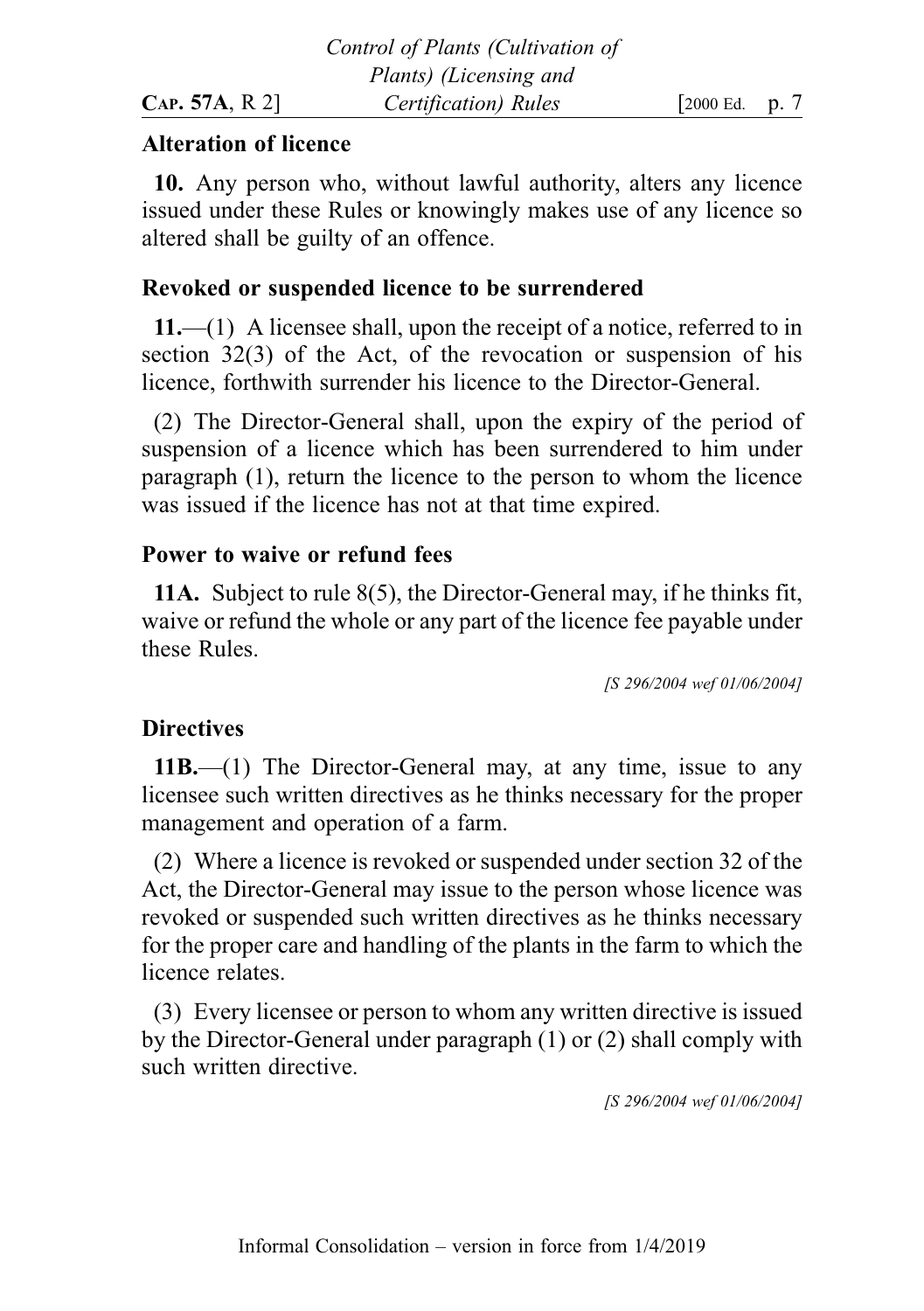**Alteration of licence**

**10.** Any person who, without lawful authority, alters any licence issued under these Rules or knowingly makes use of any licence so altered shall be guilty of an offence.

**Revoked or suspended licence to be surrendered**

**11.**—(1) A licensee shall, upon the receipt of a notice, referred to in section 32(3) of the Act, of the revocation or suspension of his licence, forthwith surrender his licence to the Director-General.

(2) The Director-General shall, upon the expiry of the period of suspension of a licence which has been surrendered to him under paragraph (1), return the licence to the person to whom the licence was issued if the licence has not at that time expired.

**Power to waive or refund fees**

**11A.** Subject to rule 8(5), the Director-General may, if he thinks fit, waive or refund the whole or any part of the licence fee payable under these Rules.

*[S 296/2004 wef 01/06/2004]*

**Directives**

**11B.**—(1) The Director-General may, at any time, issue to any licensee such written directives as he thinks necessary for the proper management and operation of a farm.

(2) Where a licence is revoked or suspended under section 32 of the Act, the Director-General may issue to the person whose licence was revoked or suspended such written directives as he thinks necessary for the proper care and handling of the plants in the farm to which the licence relates.

(3) Every licensee or person to whom any written directive is issued by the Director-General under paragraph (1) or (2) shall comply with such written directive.

*[S 296/2004 wef 01/06/2004]*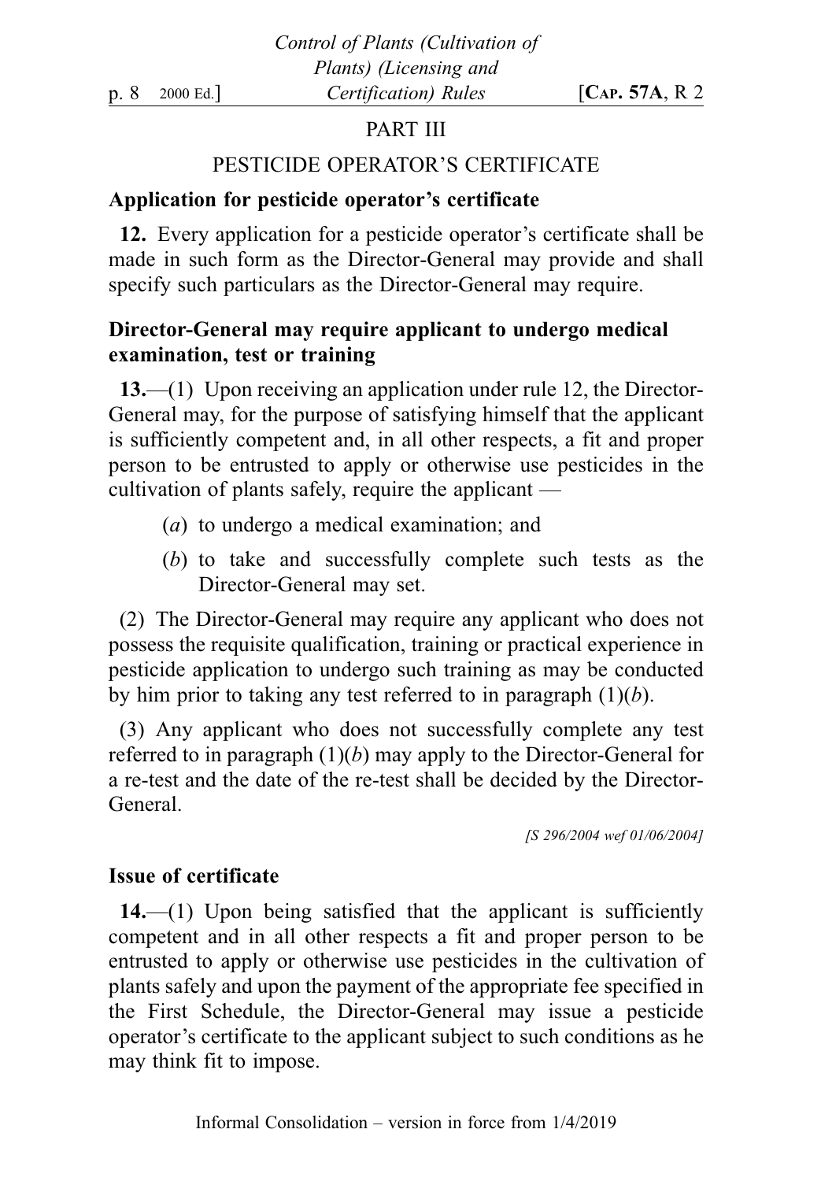## PART III

## PESTICIDE OPERATOR'S CERTIFICATE

### Application for pesticide operator's certificate

**12.** Every application for a pesticide operator's certificate shall be made in such form as the Director-General may provide and shall specify such particulars as the Director-General may require.

### Director-General may require applicant to undergo medical examination, test or training

**13.**—(1) Upon receiving an application under rule 12, the Director-General may, for the purpose of satisfying himself that the applicant is sufficiently competent and, in all other respects, a fit and proper person to be entrusted to apply or otherwise use pesticides in the cultivation of plants safely, require the applicant —

(*a*) to undergo a medical examination; and

(*b*) to take and successfully complete such tests as the Director-General may set.

(2) The Director-General may require any applicant who does not possess the requisite qualification, training or practical experience in pesticide application to undergo such training as may be conducted by him prior to taking any test referred to in paragraph (1)(*b*).

(3) Any applicant who does not successfully complete any test referred to in paragraph (1)(*b*) may apply to the Director-General for a re-test and the date of the re-test shall be decided by the Director-General.

*[S 296/2004 wef 01/06/2004]*

### Issue of certificate

**14.**—(1) Upon being satisfied that the applicant is sufficiently competent and in all other respects a fit and proper person to be entrusted to apply or otherwise use pesticides in the cultivation of plants safely and upon the payment of the appropriate fee specified in the First Schedule, the Director-General may issue a pesticide operator's certificate to the applicant subject to such conditions as he may think fit to impose.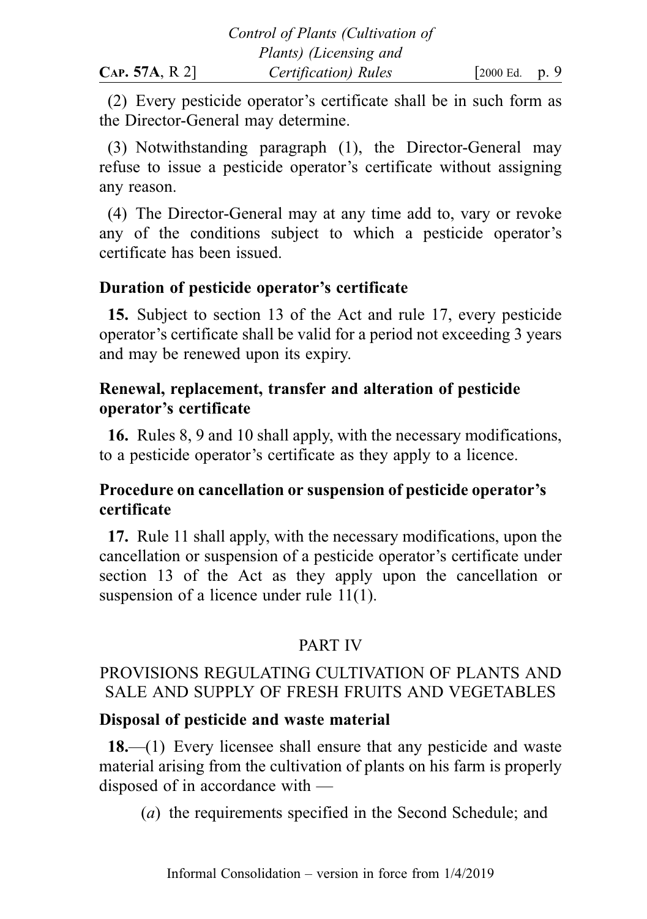(2) Every pesticide operator’s certificate shall be in such form as the Director-General may determine.

(3) Notwithstanding paragraph (1), the Director-General may refuse to issue a pesticide operator’s certificate without assigning any reason.

(4) The Director-General may at any time add to, vary or revoke any of the conditions subject to which a pesticide operator’s certificate has been issued.

**Duration of pesticide operator’s certificate**

**15.** Subject to section 13 of the Act and rule 17, every pesticide operator’s certificate shall be valid for a period not exceeding 3 years and may be renewed upon its expiry.

**Renewal, replacement, transfer and alteration of pesticide operator’s certificate**

**16.** Rules 8, 9 and 10 shall apply, with the necessary modifications, to a pesticide operator’s certificate as they apply to a licence.

**Procedure on cancellation or suspension of pesticide operator’s certificate**

**17.** Rule 11 shall apply, with the necessary modifications, upon the cancellation or suspension of a pesticide operator’s certificate under section 13 of the Act as they apply upon the cancellation or suspension of a licence under rule 11(1).

## PART IV

## PROVISIONS REGULATING CULTIVATION OF PLANTS AND SALE AND SUPPLY OF FRESH FRUITS AND VEGETABLES

**Disposal of pesticide and waste material**

**18.**—(1) Every licensee shall ensure that any pesticide and waste material arising from the cultivation of plants on his farm is properly disposed of in accordance with —

(*a*) the requirements specified in the Second Schedule; and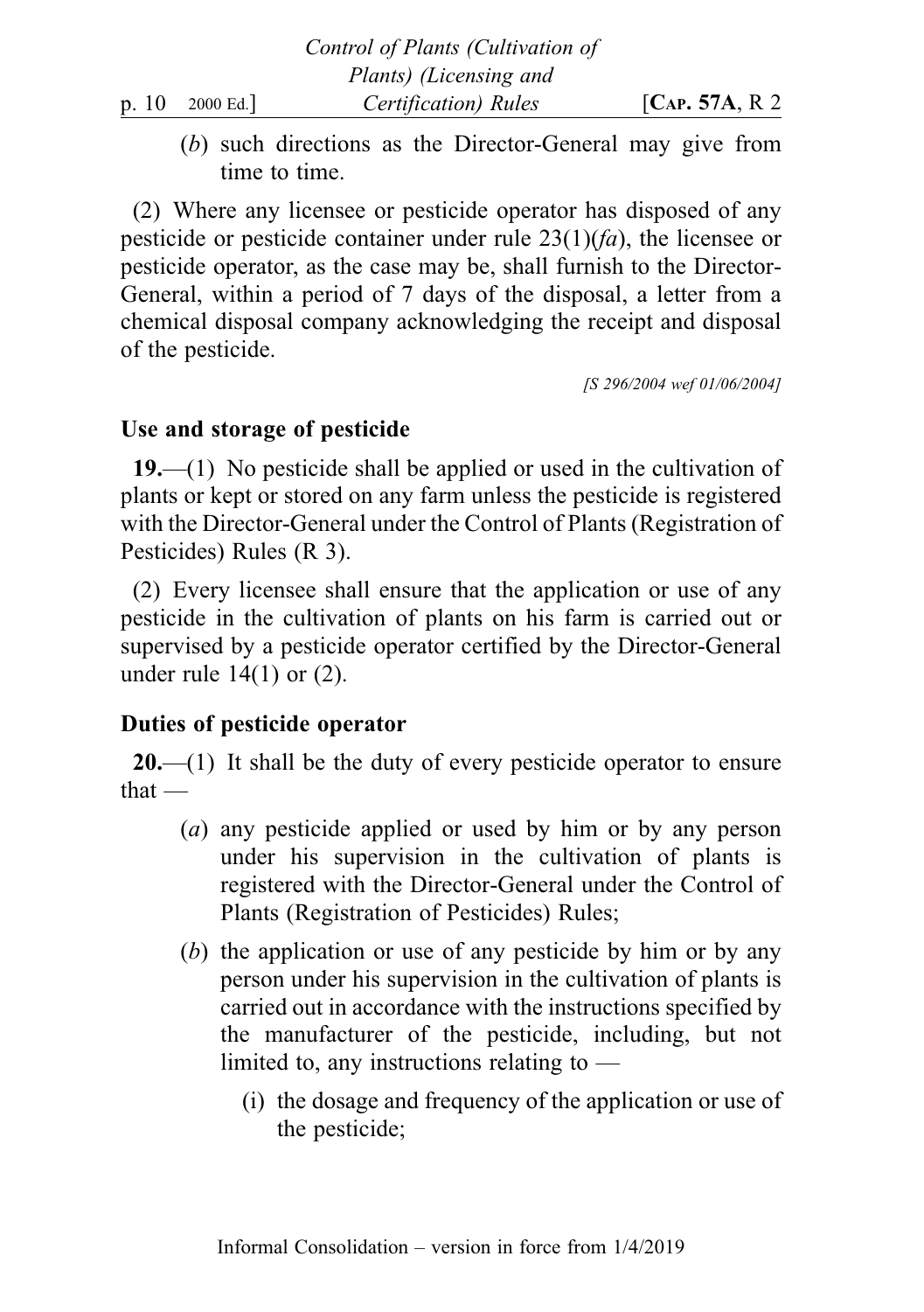(*b*) such directions as the Director-General may give from time to time.

(2) Where any licensee or pesticide operator has disposed of any pesticide or pesticide container under rule 23(1)(*fa*), the licensee or pesticide operator, as the case may be, shall furnish to the Director-General, within a period of 7 days of the disposal, a letter from a chemical disposal company acknowledging the receipt and disposal of the pesticide.

*[S 296/2004 wef 01/06/2004]*

### Use and storage of pesticide

**19.**—(1) No pesticide shall be applied or used in the cultivation of plants or kept or stored on any farm unless the pesticide is registered with the Director-General under the Control of Plants (Registration of Pesticides) Rules (R 3).

(2) Every licensee shall ensure that the application or use of any pesticide in the cultivation of plants on his farm is carried out or supervised by a pesticide operator certified by the Director-General under rule 14(1) or (2).

### Duties of pesticide operator

**20.**—(1) It shall be the duty of every pesticide operator to ensure that —

- (*a*) any pesticide applied or used by him or by any person under his supervision in the cultivation of plants is registered with the Director-General under the Control of Plants (Registration of Pesticides) Rules;
- (*b*) the application or use of any pesticide by him or by any person under his supervision in the cultivation of plants is carried out in accordance with the instructions specified by the manufacturer of the pesticide, including, but not limited to, any instructions relating to —
  - (i) the dosage and frequency of the application or use of the pesticide;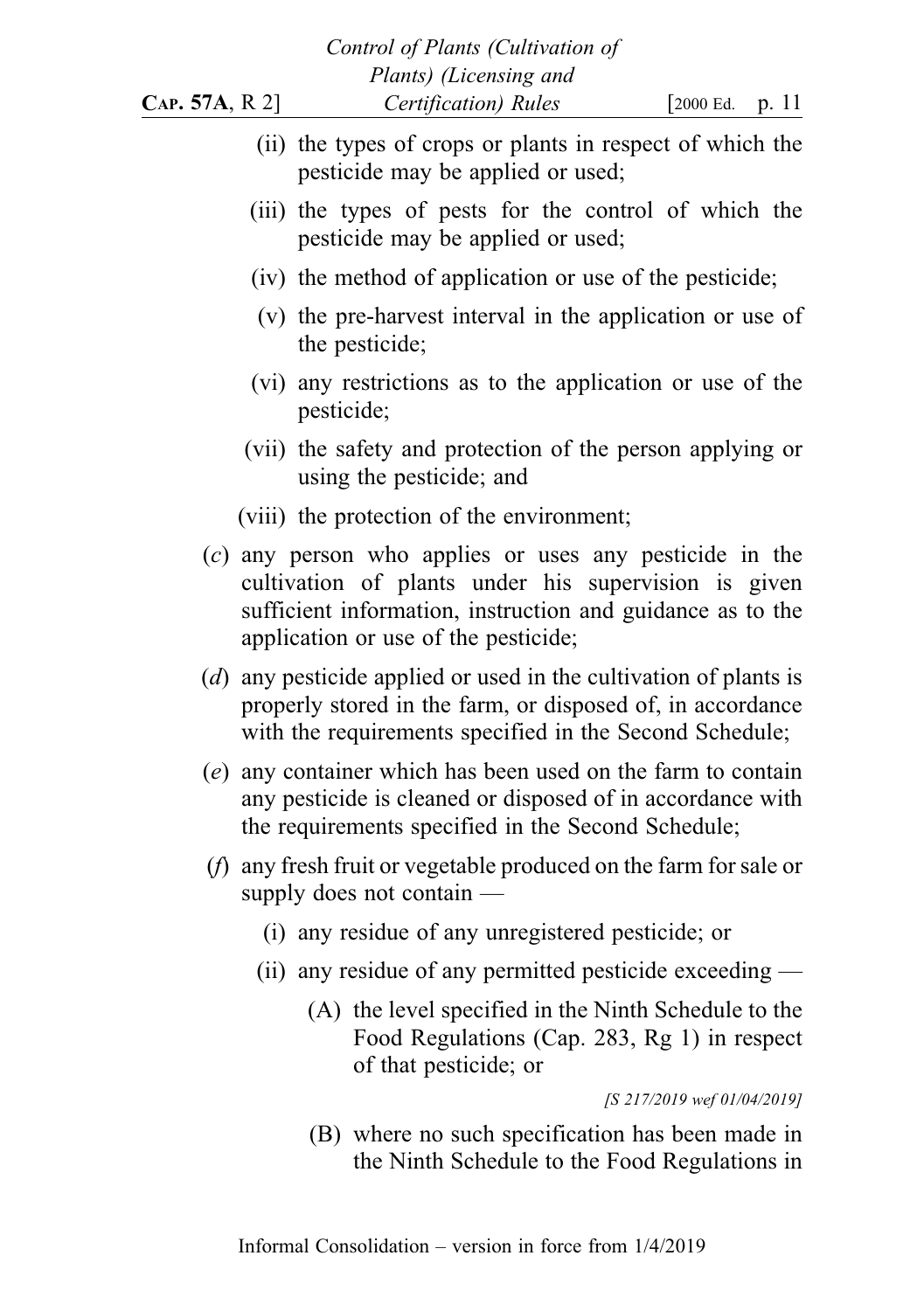(ii) the types of crops or plants in respect of which the pesticide may be applied or used;

(iii) the types of pests for the control of which the pesticide may be applied or used;

(iv) the method of application or use of the pesticide;

(v) the pre-harvest interval in the application or use of the pesticide;

(vi) any restrictions as to the application or use of the pesticide;

(vii) the safety and protection of the person applying or using the pesticide; and

(viii) the protection of the environment;

(*c*) any person who applies or uses any pesticide in the cultivation of plants under his supervision is given sufficient information, instruction and guidance as to the application or use of the pesticide;

(*d*) any pesticide applied or used in the cultivation of plants is properly stored in the farm, or disposed of, in accordance with the requirements specified in the Second Schedule;

(*e*) any container which has been used on the farm to contain any pesticide is cleaned or disposed of in accordance with the requirements specified in the Second Schedule;

(*f*) any fresh fruit or vegetable produced on the farm for sale or supply does not contain —

(i) any residue of any unregistered pesticide; or

(ii) any residue of any permitted pesticide exceeding —

(A) the level specified in the Ninth Schedule to the Food Regulations (Cap. 283, Rg 1) in respect of that pesticide; or

*[S 217/2019 wef 01/04/2019]*

(B) where no such specification has been made in the Ninth Schedule to the Food Regulations in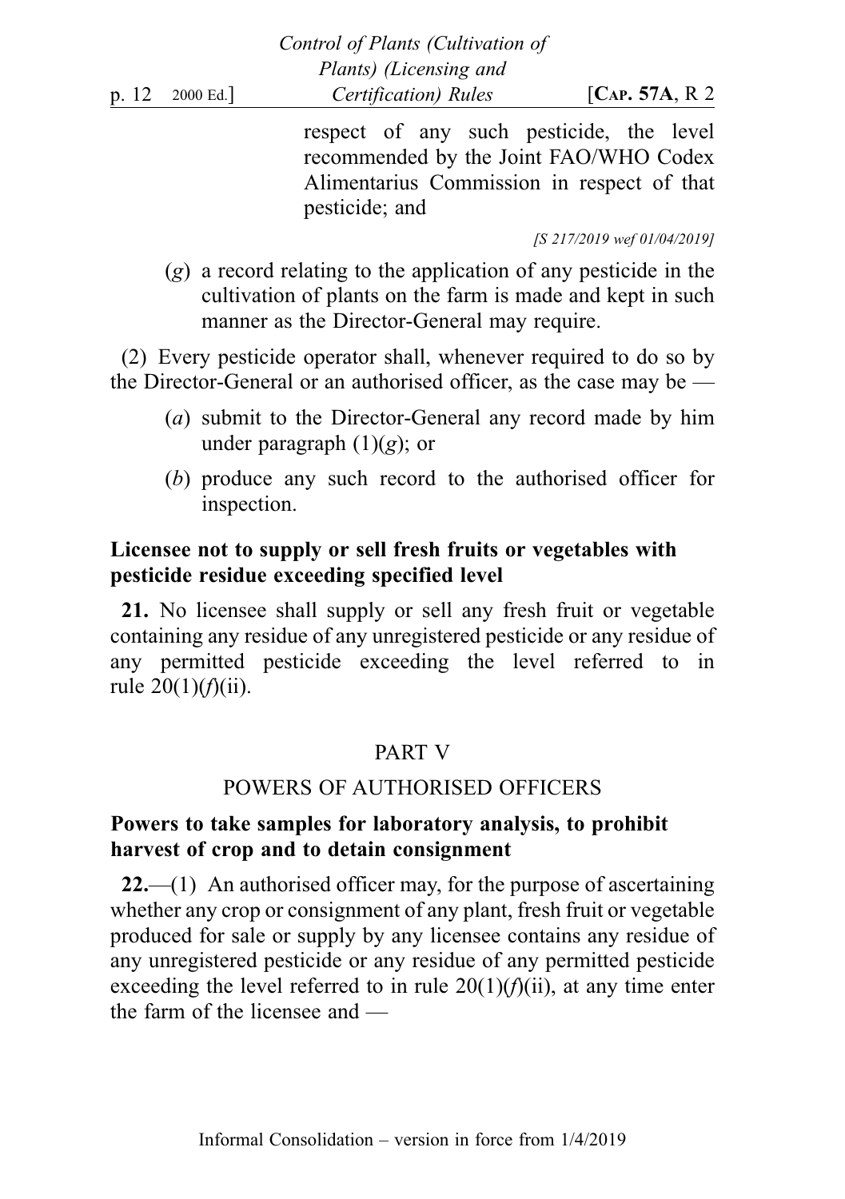respect of any such pesticide, the level recommended by the Joint FAO/WHO Codex Alimentarius Commission in respect of that pesticide; and

[S 217/2019 wef 01/04/2019]

(*g*) a record relating to the application of any pesticide in the cultivation of plants on the farm is made and kept in such manner as the Director-General may require.

(2) Every pesticide operator shall, whenever required to do so by the Director-General or an authorised officer, as the case may be —

(*a*) submit to the Director-General any record made by him under paragraph (1)(*g*); or

(*b*) produce any such record to the authorised officer for inspection.

**Licensee not to supply or sell fresh fruits or vegetables with pesticide residue exceeding specified level**

**21.** No licensee shall supply or sell any fresh fruit or vegetable containing any residue of any unregistered pesticide or any residue of any permitted pesticide exceeding the level referred to in rule 20(1)(*f*)(ii).

## PART V

## POWERS OF AUTHORISED OFFICERS

**Powers to take samples for laboratory analysis, to prohibit harvest of crop and to detain consignment**

**22.**—(1) An authorised officer may, for the purpose of ascertaining whether any crop or consignment of any plant, fresh fruit or vegetable produced for sale or supply by any licensee contains any residue of any unregistered pesticide or any residue of any permitted pesticide exceeding the level referred to in rule 20(1)(*f*)(ii), at any time enter the farm of the licensee and —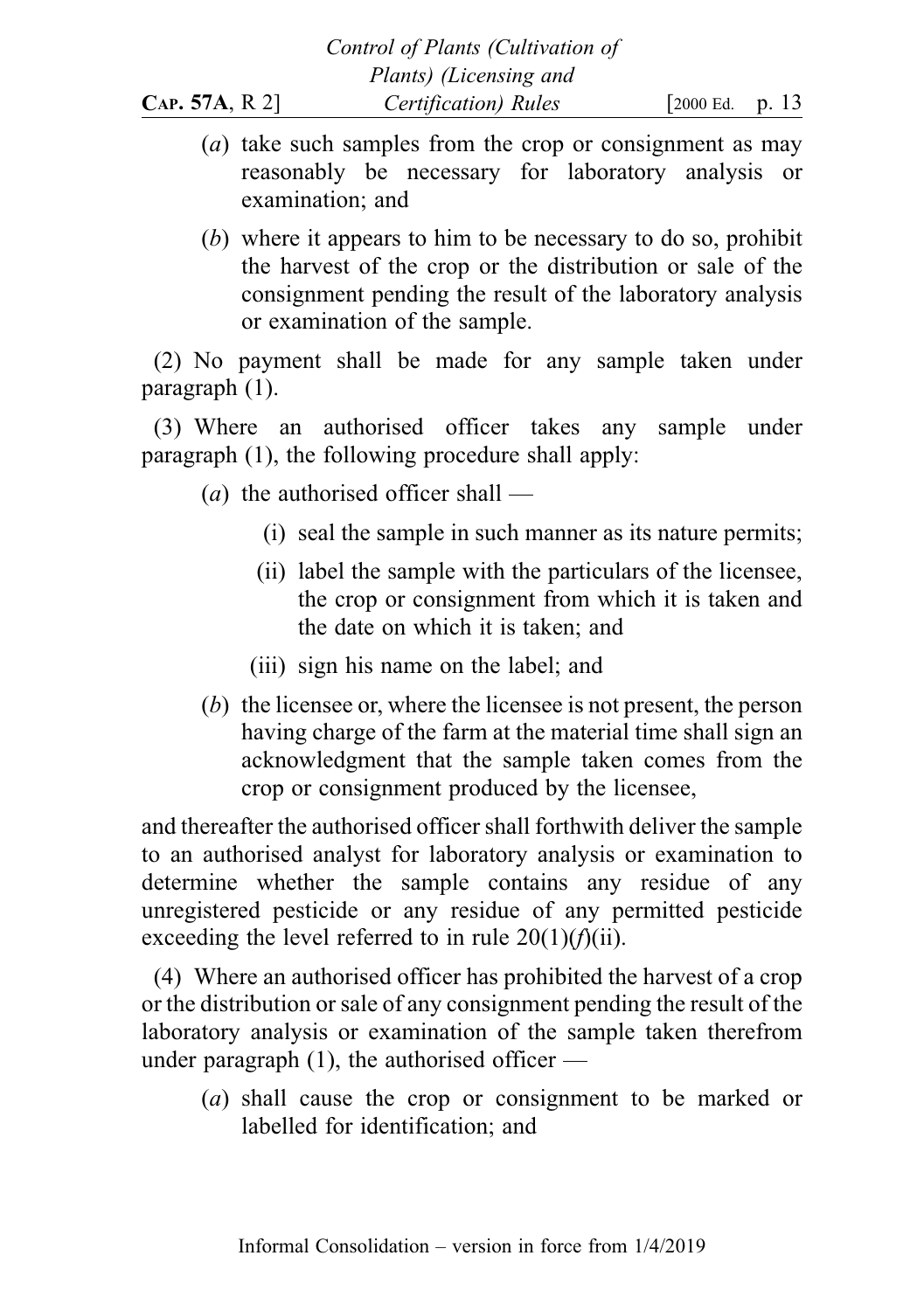(*a*) take such samples from the crop or consignment as may reasonably be necessary for laboratory analysis or examination; and

(*b*) where it appears to him to be necessary to do so, prohibit the harvest of the crop or the distribution or sale of the consignment pending the result of the laboratory analysis or examination of the sample.

(2) No payment shall be made for any sample taken under paragraph (1).

(3) Where an authorised officer takes any sample under paragraph (1), the following procedure shall apply:

(*a*) the authorised officer shall —

(i) seal the sample in such manner as its nature permits;

(ii) label the sample with the particulars of the licensee, the crop or consignment from which it is taken and the date on which it is taken; and

(iii) sign his name on the label; and

(*b*) the licensee or, where the licensee is not present, the person having charge of the farm at the material time shall sign an acknowledgment that the sample taken comes from the crop or consignment produced by the licensee,

and thereafter the authorised officer shall forthwith deliver the sample to an authorised analyst for laboratory analysis or examination to determine whether the sample contains any residue of any unregistered pesticide or any residue of any permitted pesticide exceeding the level referred to in rule 20(1)(*f*)(ii).

(4) Where an authorised officer has prohibited the harvest of a crop or the distribution or sale of any consignment pending the result of the laboratory analysis or examination of the sample taken therefrom under paragraph (1), the authorised officer —

(*a*) shall cause the crop or consignment to be marked or labelled for identification; and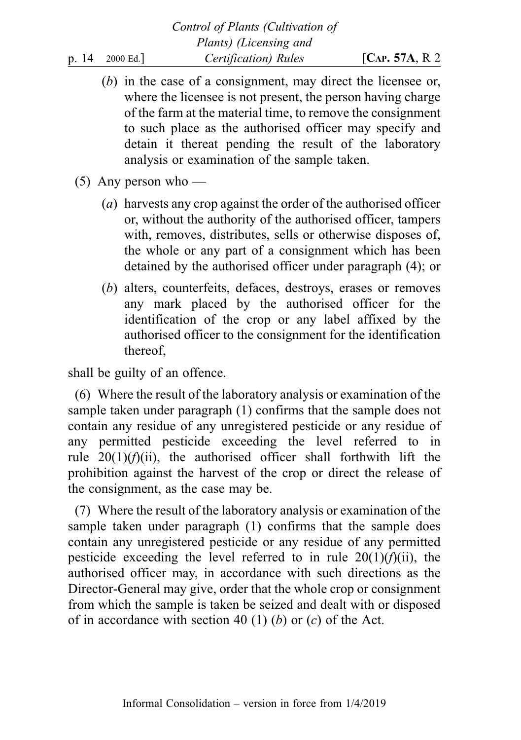(*b*) in the case of a consignment, may direct the licensee or, where the licensee is not present, the person having charge of the farm at the material time, to remove the consignment to such place as the authorised officer may specify and detain it thereat pending the result of the laboratory analysis or examination of the sample taken.

(5) Any person who —

(*a*) harvests any crop against the order of the authorised officer or, without the authority of the authorised officer, tampers with, removes, distributes, sells or otherwise disposes of, the whole or any part of a consignment which has been detained by the authorised officer under paragraph (4); or

(*b*) alters, counterfeits, defaces, destroys, erases or removes any mark placed by the authorised officer for the identification of the crop or any label affixed by the authorised officer to the consignment for the identification thereof,

shall be guilty of an offence.

(6) Where the result of the laboratory analysis or examination of the sample taken under paragraph (1) confirms that the sample does not contain any residue of any unregistered pesticide or any residue of any permitted pesticide exceeding the level referred to in rule 20(1)(*f*)(ii), the authorised officer shall forthwith lift the prohibition against the harvest of the crop or direct the release of the consignment, as the case may be.

(7) Where the result of the laboratory analysis or examination of the sample taken under paragraph (1) confirms that the sample does contain any unregistered pesticide or any residue of any permitted pesticide exceeding the level referred to in rule 20(1)(*f*)(ii), the authorised officer may, in accordance with such directions as the Director-General may give, order that the whole crop or consignment from which the sample is taken be seized and dealt with or disposed of in accordance with section 40 (1) (*b*) or (*c*) of the Act.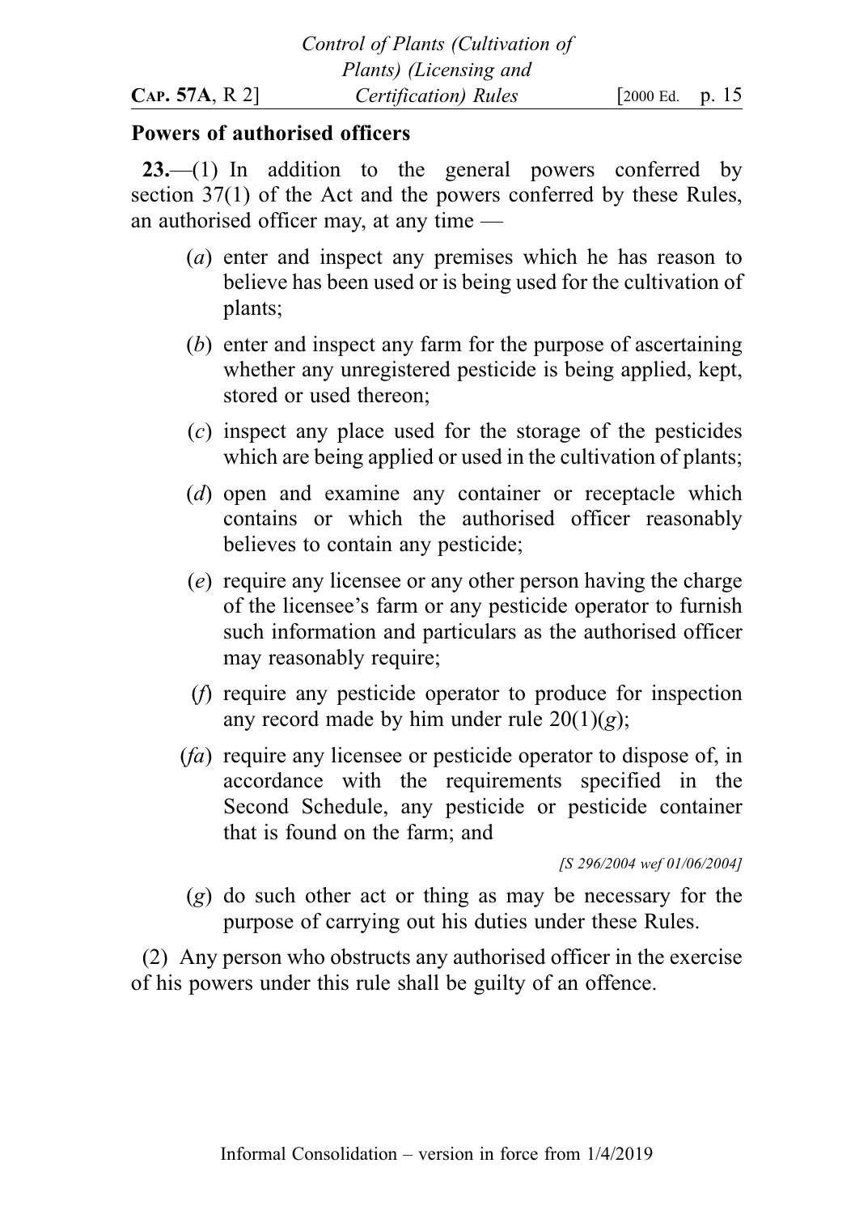**Powers of authorised officers**

**23.**—(1) In addition to the general powers conferred by section 37(1) of the Act and the powers conferred by these Rules, an authorised officer may, at any time —

(*a*) enter and inspect any premises which he has reason to believe has been used or is being used for the cultivation of plants;

(*b*) enter and inspect any farm for the purpose of ascertaining whether any unregistered pesticide is being applied, kept, stored or used thereon;

(*c*) inspect any place used for the storage of the pesticides which are being applied or used in the cultivation of plants;

(*d*) open and examine any container or receptacle which contains or which the authorised officer reasonably believes to contain any pesticide;

(*e*) require any licensee or any other person having the charge of the licensee's farm or any pesticide operator to furnish such information and particulars as the authorised officer may reasonably require;

(*f*) require any pesticide operator to produce for inspection any record made by him under rule 20(1)(*g*);

(*fa*) require any licensee or pesticide operator to dispose of, in accordance with the requirements specified in the Second Schedule, any pesticide or pesticide container that is found on the farm; and

*[S 296/2004 wef 01/06/2004]*

(*g*) do such other act or thing as may be necessary for the purpose of carrying out his duties under these Rules.

(2) Any person who obstructs any authorised officer in the exercise of his powers under this rule shall be guilty of an offence.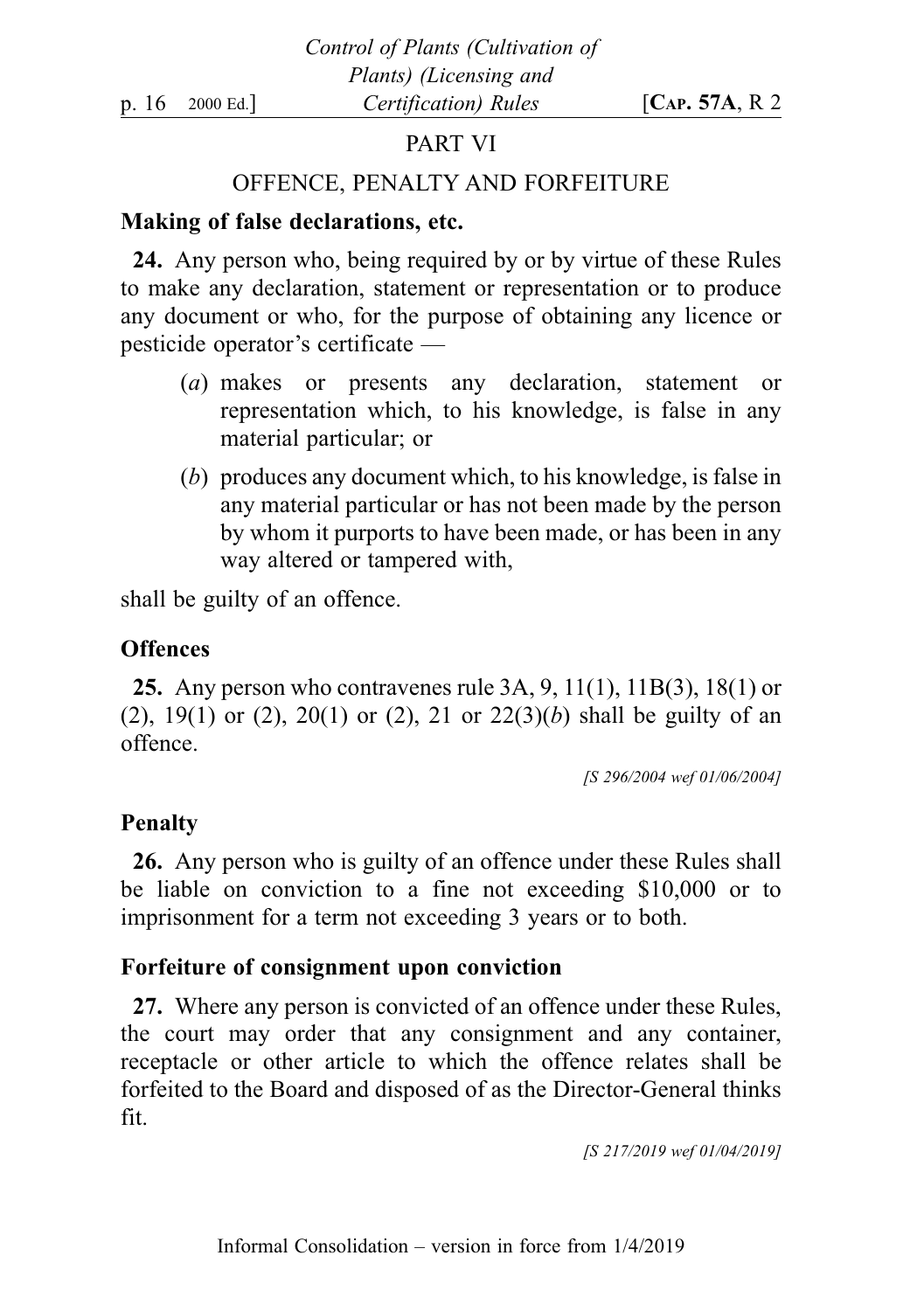## PART VI

## OFFENCE, PENALTY AND FORFEITURE

**Making of false declarations, etc.**

**24.** Any person who, being required by or by virtue of these Rules to make any declaration, statement or representation or to produce any document or who, for the purpose of obtaining any licence or pesticide operator's certificate —

(*a*) makes or presents any declaration, statement or representation which, to his knowledge, is false in any material particular; or

(*b*) produces any document which, to his knowledge, is false in any material particular or has not been made by the person by whom it purports to have been made, or has been in any way altered or tampered with,

shall be guilty of an offence.

**Offences**

**25.** Any person who contravenes rule 3A, 9, 11(1), 11B(3), 18(1) or (2), 19(1) or (2), 20(1) or (2), 21 or 22(3)(*b*) shall be guilty of an offence.

*[S 296/2004 wef 01/06/2004]*

**Penalty**

**26.** Any person who is guilty of an offence under these Rules shall be liable on conviction to a fine not exceeding $10,000 or to imprisonment for a term not exceeding 3 years or to both.

**Forfeiture of consignment upon conviction**

**27.** Where any person is convicted of an offence under these Rules, the court may order that any consignment and any container, receptacle or other article to which the offence relates shall be forfeited to the Board and disposed of as the Director-General thinks fit.

*[S 217/2019 wef 01/04/2019]*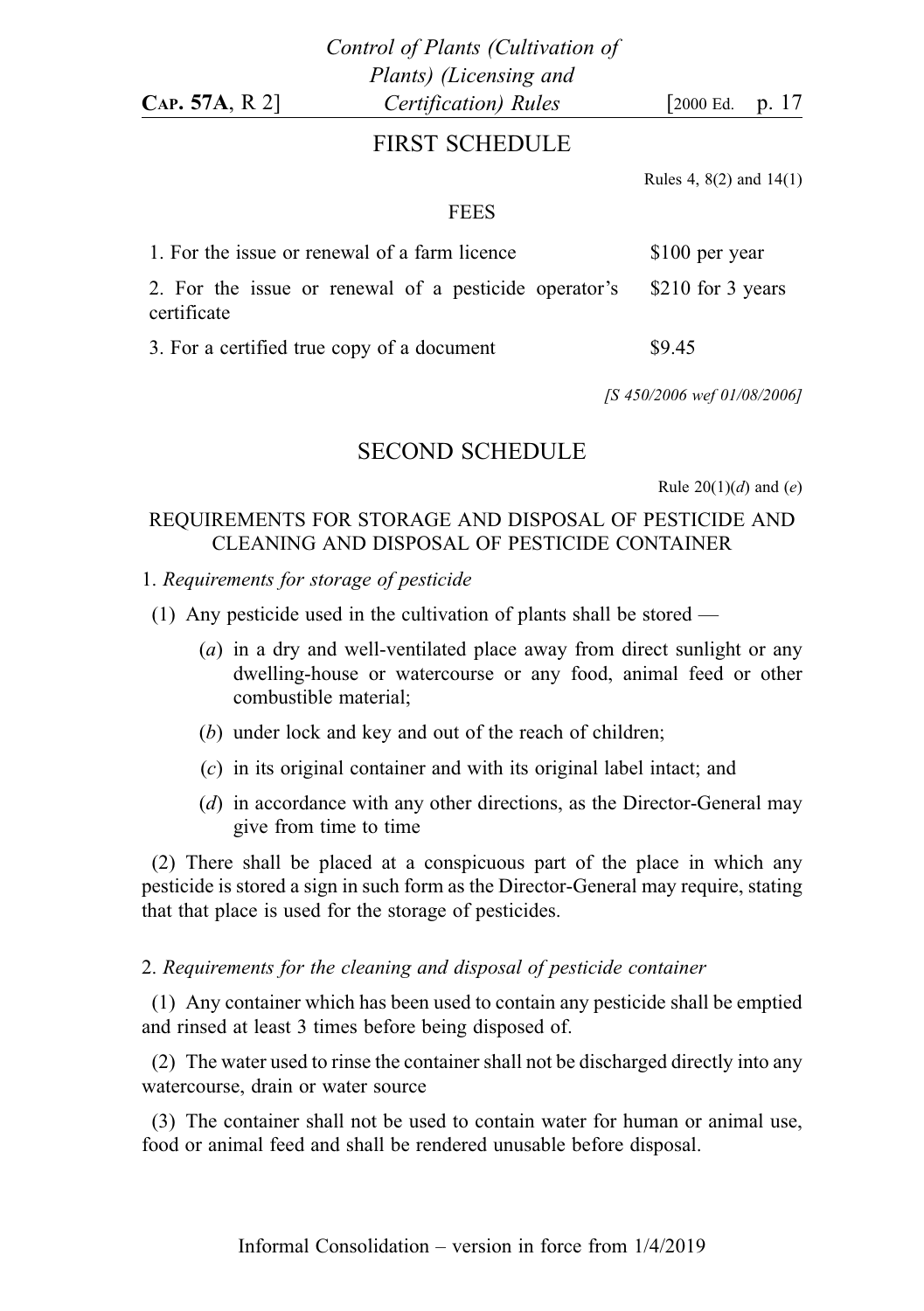## FIRST SCHEDULE

Rules 4, 8(2) and 14(1)

FEES

| | |
|---|---|
| 1. For the issue or renewal of a farm licence | $100 per year |
| 2. For the issue or renewal of a pesticide operator's certificate | $210 for 3 years |
| 3. For a certified true copy of a document | $9.45 |

*[S 450/2006 wef 01/08/2006]*

## SECOND SCHEDULE

Rule 20(1)(*d*) and (*e*)

REQUIREMENTS FOR STORAGE AND DISPOSAL OF PESTICIDE AND CLEANING AND DISPOSAL OF PESTICIDE CONTAINER

1. *Requirements for storage of pesticide*

(1) Any pesticide used in the cultivation of plants shall be stored —

(*a*) in a dry and well-ventilated place away from direct sunlight or any dwelling-house or watercourse or any food, animal feed or other combustible material;

(*b*) under lock and key and out of the reach of children;

(*c*) in its original container and with its original label intact; and

(*d*) in accordance with any other directions, as the Director-General may give from time to time

(2) There shall be placed at a conspicuous part of the place in which any pesticide is stored a sign in such form as the Director-General may require, stating that that place is used for the storage of pesticides.

2. *Requirements for the cleaning and disposal of pesticide container*

(1) Any container which has been used to contain any pesticide shall be emptied and rinsed at least 3 times before being disposed of.

(2) The water used to rinse the container shall not be discharged directly into any watercourse, drain or water source

(3) The container shall not be used to contain water for human or animal use, food or animal feed and shall be rendered unusable before disposal.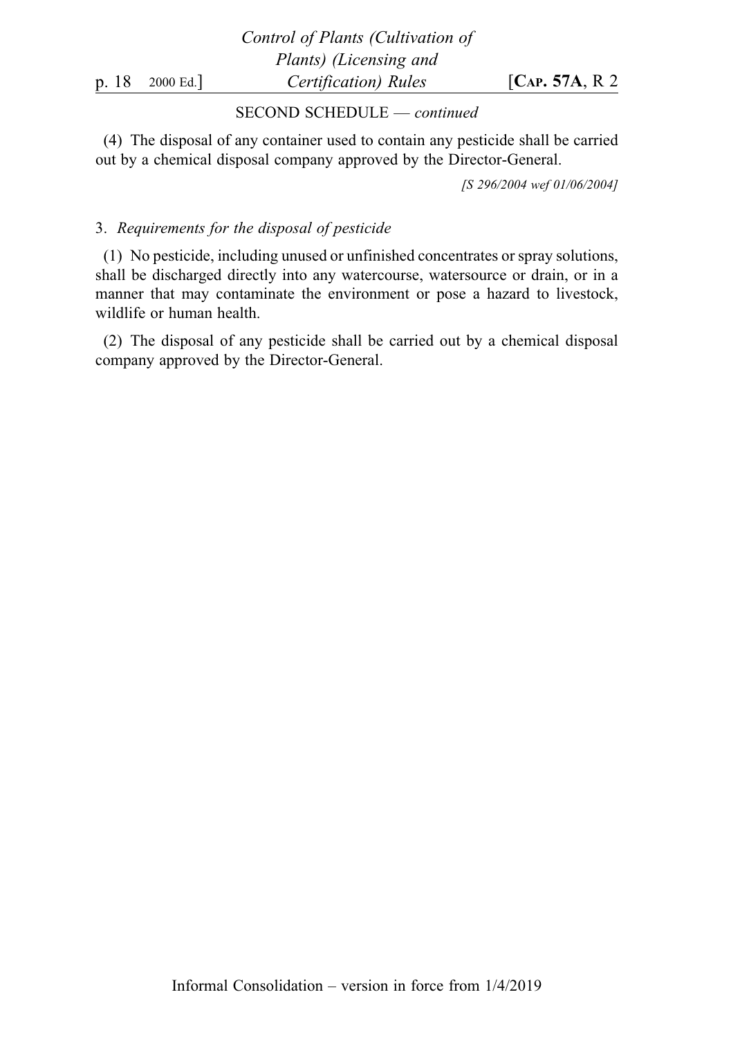SECOND SCHEDULE — *continued*

(4) The disposal of any container used to contain any pesticide shall be carried out by a chemical disposal company approved by the Director-General.

*[S 296/2004 wef 01/06/2004]*

3. *Requirements for the disposal of pesticide*

(1) No pesticide, including unused or unfinished concentrates or spray solutions, shall be discharged directly into any watercourse, watersource or drain, or in a manner that may contaminate the environment or pose a hazard to livestock, wildlife or human health.

(2) The disposal of any pesticide shall be carried out by a chemical disposal company approved by the Director-General.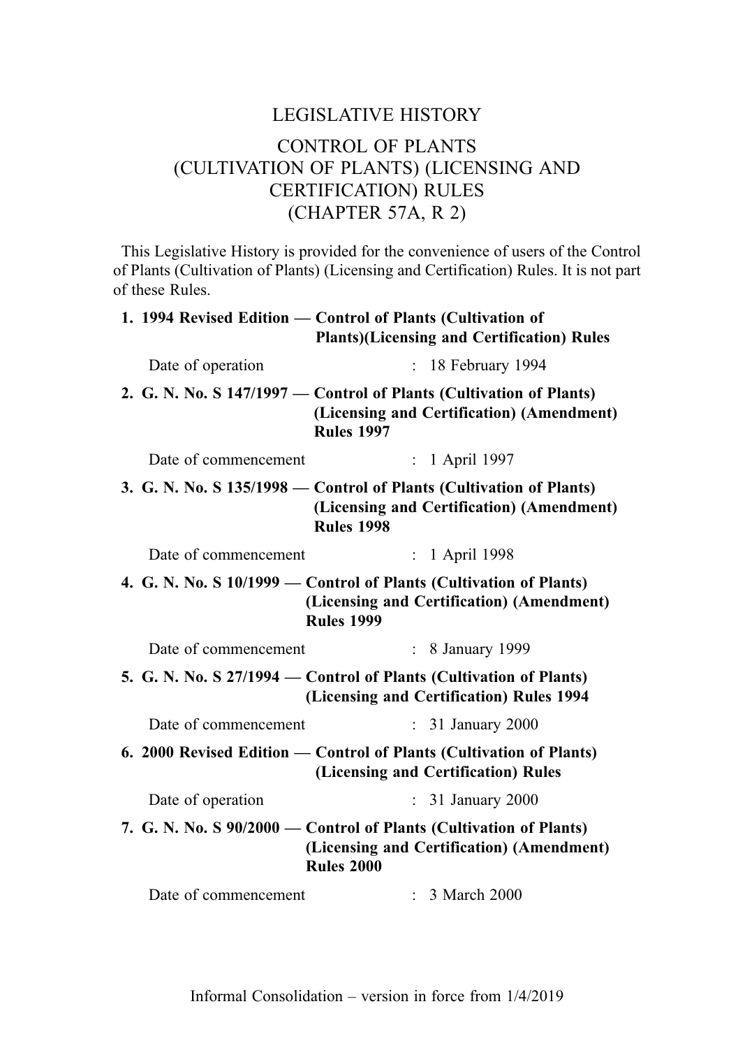# LEGISLATIVE HISTORY

# CONTROL OF PLANTS (CULTIVATION OF PLANTS) (LICENSING AND CERTIFICATION) RULES (CHAPTER 57A, R 2)

This Legislative History is provided for the convenience of users of the Control of Plants (Cultivation of Plants) (Licensing and Certification) Rules. It is not part of these Rules.

**1. 1994 Revised Edition — Control of Plants (Cultivation of Plants)(Licensing and Certification) Rules**

Date of operation : 18 February 1994

**2. G. N. No. S 147/1997 — Control of Plants (Cultivation of Plants) (Licensing and Certification) (Amendment) Rules 1997**

Date of commencement : 1 April 1997

**3. G. N. No. S 135/1998 — Control of Plants (Cultivation of Plants) (Licensing and Certification) (Amendment) Rules 1998**

Date of commencement : 1 April 1998

**4. G. N. No. S 10/1999 — Control of Plants (Cultivation of Plants) (Licensing and Certification) (Amendment) Rules 1999**

Date of commencement : 8 January 1999

**5. G. N. No. S 27/1994 — Control of Plants (Cultivation of Plants) (Licensing and Certification) Rules 1994**

Date of commencement : 31 January 2000

**6. 2000 Revised Edition — Control of Plants (Cultivation of Plants) (Licensing and Certification) Rules**

Date of operation : 31 January 2000

**7. G. N. No. S 90/2000 — Control of Plants (Cultivation of Plants) (Licensing and Certification) (Amendment) Rules 2000**

Date of commencement : 3 March 2000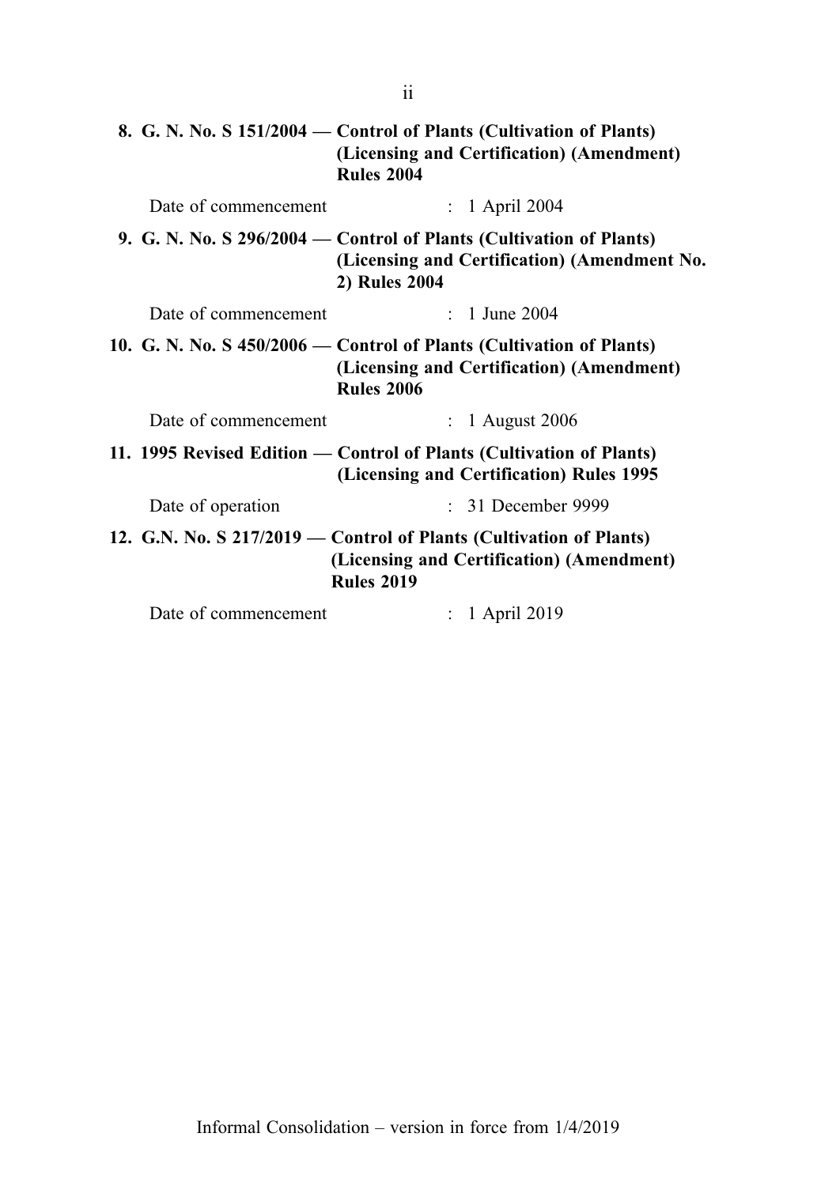**8. G. N. No. S 151/2004 — Control of Plants (Cultivation of Plants) (Licensing and Certification) (Amendment) Rules 2004**

Date of commencement : 1 April 2004

**9. G. N. No. S 296/2004 — Control of Plants (Cultivation of Plants) (Licensing and Certification) (Amendment No. 2) Rules 2004**

Date of commencement : 1 June 2004

**10. G. N. No. S 450/2006 — Control of Plants (Cultivation of Plants) (Licensing and Certification) (Amendment) Rules 2006**

Date of commencement : 1 August 2006

**11. 1995 Revised Edition — Control of Plants (Cultivation of Plants) (Licensing and Certification) Rules 1995**

Date of operation : 31 December 9999

**12. G.N. No. S 217/2019 — Control of Plants (Cultivation of Plants) (Licensing and Certification) (Amendment) Rules 2019**

Date of commencement : 1 April 2019